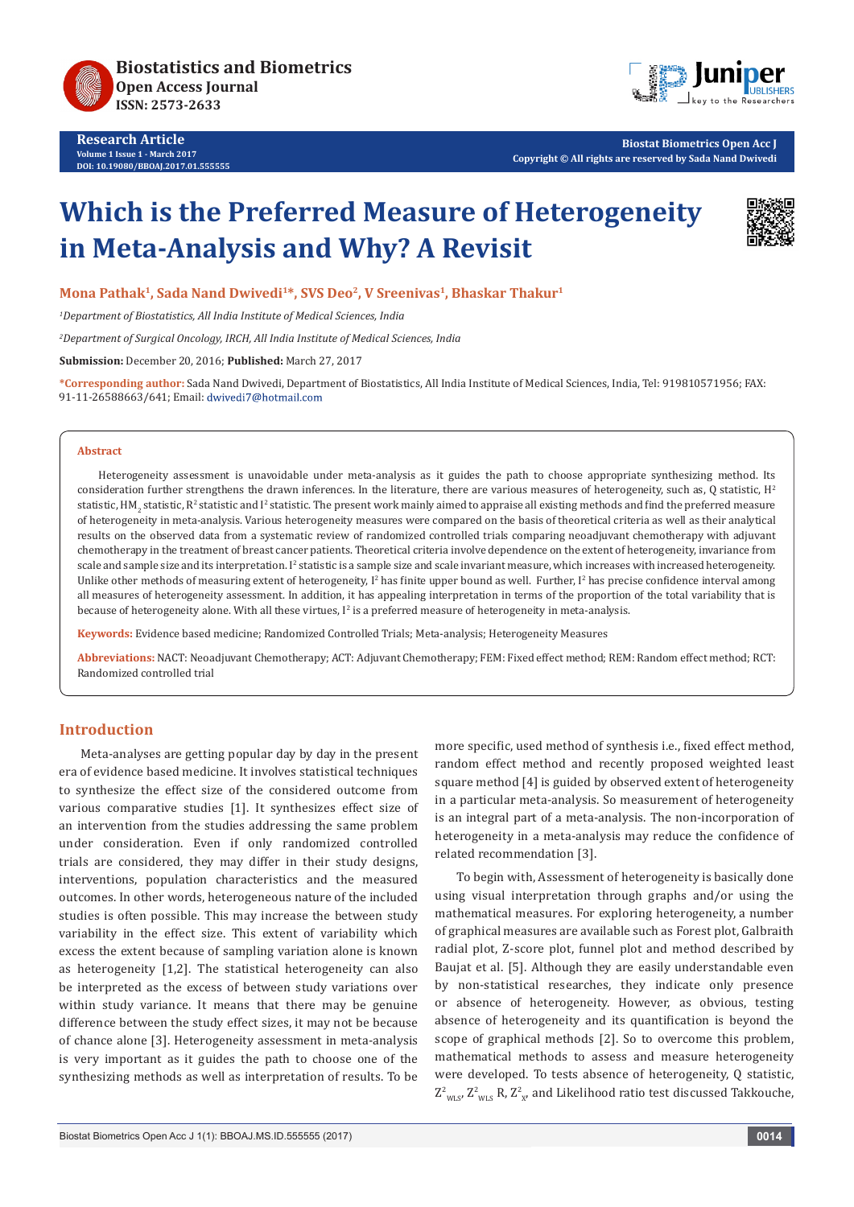**Research Article**
**Volume 1 Issue 1 - March 2017**
**DOI: 10.19080/BBOAJ.2017.01.555555**

**Biostat Biometrics Open Acc J**
**Copyright © All rights are reserved by Sada Nand Dwivedi**

# Which is the Preferred Measure of Heterogeneity in Meta-Analysis and Why? A Revisit

**Mona Pathak[1], Sada Nand Dwivedi[1]*, SVS Deo[2], V Sreenivas[1], Bhaskar Thakur[1]**

*[1]Department of Biostatistics, All India Institute of Medical Sciences, India*

*[2]Department of Surgical Oncology, IRCH, All India Institute of Medical Sciences, India*

**Submission:** December 20, 2016; **Published:** March 27, 2017

**\*Corresponding author:** Sada Nand Dwivedi, Department of Biostatistics, All India Institute of Medical Sciences, India, Tel: 919810571956; FAX: 91-11-26588663/641; Email: dwivedi7@hotmail.com

## Abstract

Heterogeneity assessment is unavoidable under meta-analysis as it guides the path to choose appropriate synthesizing method. Its consideration further strengthens the drawn inferences. In the literature, there are various measures of heterogeneity, such as, Q statistic, $H^2$ statistic, $HM_2$ statistic, $R^2$ statistic and $I^2$ statistic. The present work mainly aimed to appraise all existing methods and find the preferred measure of heterogeneity in meta-analysis. Various heterogeneity measures were compared on the basis of theoretical criteria as well as their analytical results on the observed data from a systematic review of randomized controlled trials comparing neoadjuvant chemotherapy with adjuvant chemotherapy in the treatment of breast cancer patients. Theoretical criteria involve dependence on the extent of heterogeneity, invariance from scale and sample size and its interpretation. $I^2$ statistic is a sample size and scale invariant measure, which increases with increased heterogeneity. Unlike other methods of measuring extent of heterogeneity, $I^2$ has finite upper bound as well. Further, $I^2$ has precise confidence interval among all measures of heterogeneity assessment. In addition, it has appealing interpretation in terms of the proportion of the total variability that is because of heterogeneity alone. With all these virtues, $I^2$ is a preferred measure of heterogeneity in meta-analysis.

**Keywords:** Evidence based medicine; Randomized Controlled Trials; Meta-analysis; Heterogeneity Measures

**Abbreviations:** NACT: Neoadjuvant Chemotherapy; ACT: Adjuvant Chemotherapy; FEM: Fixed effect method; REM: Random effect method; RCT: Randomized controlled trial

## Introduction

Meta-analyses are getting popular day by day in the present era of evidence based medicine. It involves statistical techniques to synthesize the effect size of the considered outcome from various comparative studies [1]. It synthesizes effect size of an intervention from the studies addressing the same problem under consideration. Even if only randomized controlled trials are considered, they may differ in their study designs, interventions, population characteristics and the measured outcomes. In other words, heterogeneous nature of the included studies is often possible. This may increase the between study variability in the effect size. This extent of variability which excess the extent because of sampling variation alone is known as heterogeneity [1,2]. The statistical heterogeneity can also be interpreted as the excess of between study variations over within study variance. It means that there may be genuine difference between the study effect sizes, it may not be because of chance alone [3]. Heterogeneity assessment in meta-analysis is very important as it guides the path to choose one of the synthesizing methods as well as interpretation of results. To be more specific, used method of synthesis i.e., fixed effect method, random effect method and recently proposed weighted least square method [4] is guided by observed extent of heterogeneity in a particular meta-analysis. So measurement of heterogeneity is an integral part of a meta-analysis. The non-incorporation of heterogeneity in a meta-analysis may reduce the confidence of related recommendation [3].

To begin with, Assessment of heterogeneity is basically done using visual interpretation through graphs and/or using the mathematical measures. For exploring heterogeneity, a number of graphical measures are available such as Forest plot, Galbraith radial plot, Z-score plot, funnel plot and method described by Baujat et al. [5]. Although they are easily understandable even by non-statistical researches, they indicate only presence or absence of heterogeneity. However, as obvious, testing absence of heterogeneity and its quantification is beyond the scope of graphical methods [2]. So to overcome this problem, mathematical methods to assess and measure heterogeneity were developed. To tests absence of heterogeneity, Q statistic, $Z^2_{WLS}$, $Z^2_{WLS}$ R, $Z^2_{\chi}$, and Likelihood ratio test discussed Takkouche,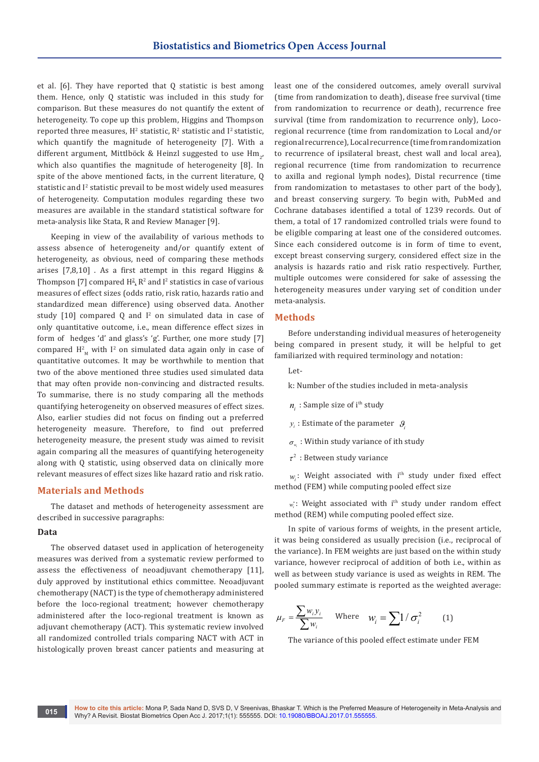et al. [6]. They have reported that Q statistic is best among them. Hence, only Q statistic was included in this study for comparison. But these measures do not quantify the extent of heterogeneity. To cope up this problem, Higgins and Thompson reported three measures, $H^2$ statistic, $R^2$ statistic and $I^2$ statistic, which quantify the magnitude of heterogeneity [7]. With a different argument, Mittlböck & Heinzl suggested to use $Hm_2$, which also quantifies the magnitude of heterogeneity [8]. In spite of the above mentioned facts, in the current literature, Q statistic and $I^2$ statistic prevail to be most widely used measures of heterogeneity. Computation modules regarding these two measures are available in the standard statistical software for meta-analysis like Stata, R and Review Manager [9].

Keeping in view of the availability of various methods to assess absence of heterogeneity and/or quantify extent of heterogeneity, as obvious, need of comparing these methods arises [7,8,10] . As a first attempt in this regard Higgins & Thompson [7] compared $H^2$, $R^2$ and $I^2$ statistics in case of various measures of effect sizes (odds ratio, risk ratio, hazards ratio and standardized mean difference) using observed data. Another study [10] compared Q and $I^2$ on simulated data in case of only quantitative outcome, i.e., mean difference effect sizes in form of hedges 'd' and glass's 'g'. Further, one more study [7] compared $H^2_M$ with $I^2$ on simulated data again only in case of quantitative outcomes. It may be worthwhile to mention that two of the above mentioned three studies used simulated data that may often provide non-convincing and distracted results. To summarise, there is no study comparing all the methods quantifying heterogeneity on observed measures of effect sizes. Also, earlier studies did not focus on finding out a preferred heterogeneity measure. Therefore, to find out preferred heterogeneity measure, the present study was aimed to revisit again comparing all the measures of quantifying heterogeneity along with Q statistic, using observed data on clinically more relevant measures of effect sizes like hazard ratio and risk ratio.

## Materials and Methods

The dataset and methods of heterogeneity assessment are described in successive paragraphs:

### Data

The observed dataset used in application of heterogeneity measures was derived from a systematic review performed to assess the effectiveness of neoadjuvant chemotherapy [11], duly approved by institutional ethics committee. Neoadjuvant chemotherapy (NACT) is the type of chemotherapy administered before the loco-regional treatment; however chemotherapy administered after the loco-regional treatment is known as adjuvant chemotherapy (ACT). This systematic review involved all randomized controlled trials comparing NACT with ACT in histologically proven breast cancer patients and measuring at least one of the considered outcomes, amely overall survival (time from randomization to death), disease free survival (time from randomization to recurrence or death), recurrence free survival (time from randomization to recurrence only), Loco-regional recurrence (time from randomization to Local and/or regional recurrence), Local recurrence (time from randomization to recurrence of ipsilateral breast, chest wall and local area), regional recurrence (time from randomization to recurrence to axilla and regional lymph nodes), Distal recurrence (time from randomization to metastases to other part of the body), and breast conserving surgery. To begin with, PubMed and Cochrane databases identified a total of 1239 records. Out of them, a total of 17 randomized controlled trials were found to be eligible comparing at least one of the considered outcomes. Since each considered outcome is in form of time to event, except breast conserving surgery, considered effect size in the analysis is hazards ratio and risk ratio respectively. Further, multiple outcomes were considered for sake of assessing the heterogeneity measures under varying set of condition under meta-analysis.

## Methods

Before understanding individual measures of heterogeneity being compared in present study, it will be helpful to get familiarized with required terminology and notation:

Let-

k: Number of the studies included in meta-analysis

$n_i$ : Sample size of i[th] study

$y_i$ : Estimate of the parameter $\vartheta_i$

$\sigma_{w_i}$ : Within study variance of ith study

$\tau^2$ : Between study variance

$w_i$: Weight associated with i[th] study under fixed effect method (FEM) while computing pooled effect size

$w_i^*$: Weight associated with i[th] study under random effect method (REM) while computing pooled effect size.

In spite of various forms of weights, in the present article, it was being considered as usually precision (i.e., reciprocal of the variance). In FEM weights are just based on the within study variance, however reciprocal of addition of both i.e., within as well as between study variance is used as weights in REM. The pooled summary estimate is reported as the weighted average:

$$\mu_F = \frac{\sum w_i y_i}{\sum w_i} \quad \text{Where} \quad w_i = \sum 1/\sigma_i^2 \qquad (1)$$

The variance of this pooled effect estimate under FEM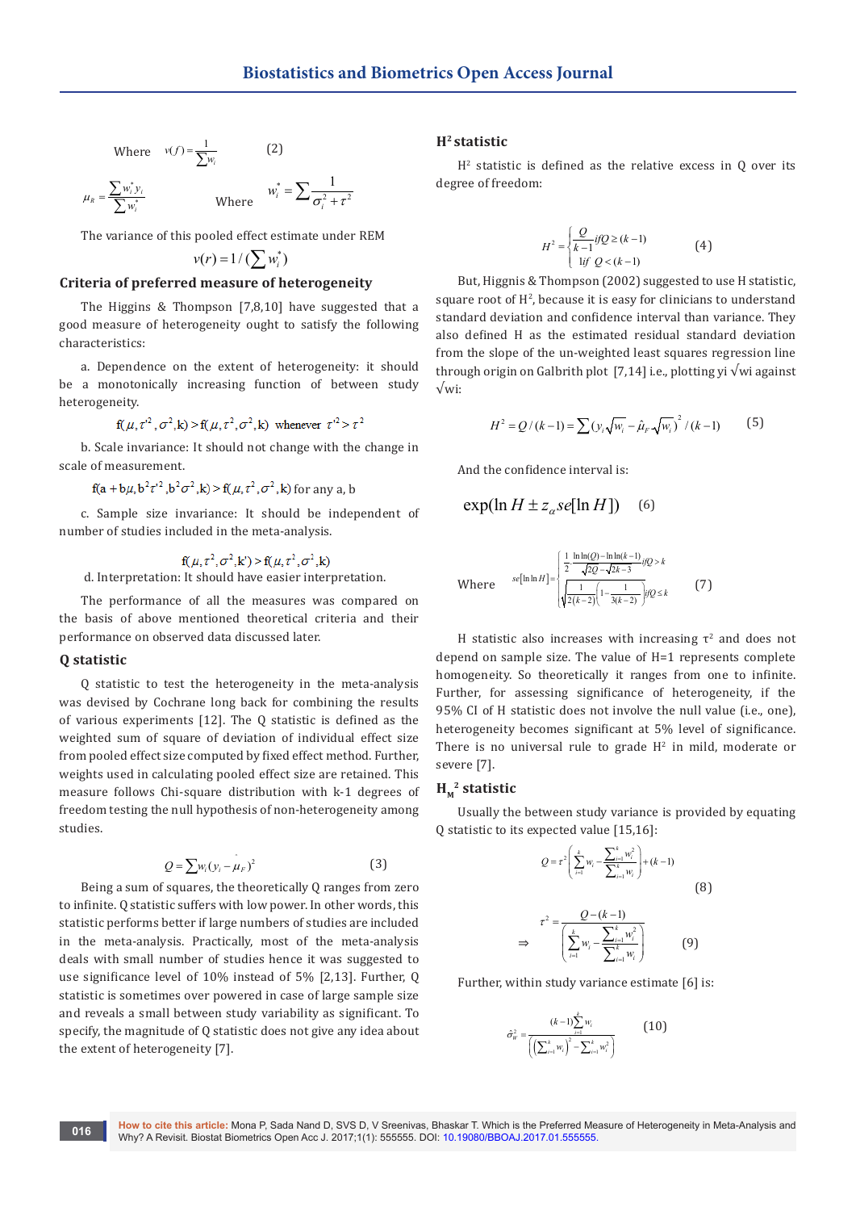Where $v(f) = \frac{1}{\sum w_i}$ (2)

$$\mu_R = \frac{\sum w_i^* y_i}{\sum w_i^*} \quad \text{Where} \quad w_i^* = \sum \frac{1}{\sigma_i^2 + \tau^2}$$

The variance of this pooled effect estimate under REM

$$v(r) = 1/(\sum w_i^*)$$

## Criteria of preferred measure of heterogeneity

The Higgins & Thompson [7,8,10] have suggested that a good measure of heterogeneity ought to satisfy the following characteristics:

a. Dependence on the extent of heterogeneity: it should be a monotonically increasing function of between study heterogeneity.

$$f(\mu, \tau'^2, \sigma^2, k) > f(\mu, \tau^2, \sigma^2, k) \text{ whenever } \tau'^2 > \tau^2$$

b. Scale invariance: It should not change with the change in scale of measurement.

$$f(a + b\mu, b^2\tau'^2, b^2\sigma^2, k) > f(\mu, \tau^2, \sigma^2, k) \text{ for any a, b}$$

c. Sample size invariance: It should be independent of number of studies included in the meta-analysis.

$$f(\mu, \tau^2, \sigma^2, k') > f(\mu, \tau^2, \sigma^2, k)$$

d. Interpretation: It should have easier interpretation.

The performance of all the measures was compared on the basis of above mentioned theoretical criteria and their performance on observed data discussed later.

## Q statistic

Q statistic to test the heterogeneity in the meta-analysis was devised by Cochrane long back for combining the results of various experiments [12]. The Q statistic is defined as the weighted sum of square of deviation of individual effect size from pooled effect size computed by fixed effect method. Further, weights used in calculating pooled effect size are retained. This measure follows Chi-square distribution with k-1 degrees of freedom testing the null hypothesis of non-heterogeneity among studies.

$$Q = \sum w_i (y_i - \hat{\mu}_F)^2 \qquad (3)$$

Being a sum of squares, the theoretically Q ranges from zero to infinite. Q statistic suffers with low power. In other words, this statistic performs better if large numbers of studies are included in the meta-analysis. Practically, most of the meta-analysis deals with small number of studies hence it was suggested to use significance level of 10% instead of 5% [2,13]. Further, Q statistic is sometimes over powered in case of large sample size and reveals a small between study variability as significant. To specify, the magnitude of Q statistic does not give any idea about the extent of heterogeneity [7].

## $H^2$ statistic

$H^2$ statistic is defined as the relative excess in Q over its degree of freedom:

$$H^2 = \begin{cases} \frac{Q}{k-1} & \text{if } Q \geq (k-1) \\ 1 & \text{if } Q < (k-1) \end{cases} \qquad (4)$$

But, Higgnis & Thompson (2002) suggested to use H statistic, square root of $H^2$, because it is easy for clinicians to understand standard deviation and confidence interval than variance. They also defined H as the estimated residual standard deviation from the slope of the un-weighted least squares regression line through origin on Galbrith plot [7,14] i.e., plotting yi $\sqrt{w_i}$ against $\sqrt{w_i}$:

$$H^2 = Q/(k-1) = \sum (y_i\sqrt{w_i} - \hat{\mu}_F\sqrt{w_i})^2 / (k-1) \qquad (5)$$

And the confidence interval is:

$$\exp(\ln H \pm z_\alpha se[\ln H]) \qquad (6)$$

Where
$$se[\ln \ln H] = \begin{cases} \frac{1}{2}\frac{\ln \ln(Q) - \ln \ln(k-1)}{\sqrt{2Q} - \sqrt{2k-3}} & \text{if } Q > k \\ \sqrt{\frac{1}{2(k-2)}\left(1 - \frac{1}{3(k-2)}\right)} & \text{if } Q \leq k \end{cases} \qquad (7)$$

H statistic also increases with increasing $\tau^2$ and does not depend on sample size. The value of H=1 represents complete homogeneity. So theoretically it ranges from one to infinite. Further, for assessing significance of heterogeneity, if the 95% CI of H statistic does not involve the null value (i.e., one), heterogeneity becomes significant at 5% level of significance. There is no universal rule to grade $H^2$ in mild, moderate or severe [7].

## $H_M^2$ statistic

Usually the between study variance is provided by equating Q statistic to its expected value [15,16]:

$$Q = \tau^2 \left( \sum_{i=1}^k w_i - \frac{\sum_{i=1}^k w_i^2}{\sum_{i=1}^k w_i} \right) + (k-1) \qquad (8)$$

$$\Rightarrow \tau^2 = \frac{Q - (k-1)}{\left( \sum_{i=1}^k w_i - \frac{\sum_{i=1}^k w_i^2}{\sum_{i=1}^k w_i} \right)} \qquad (9)$$

Further, within study variance estimate [6] is:

$$\hat{\sigma}_W^2 = \frac{(k-1)\sum_{i=1}^k w_i}{\left( \left(\sum_{i=1}^k w_i\right)^2 - \sum_{i=1}^k w_i^2 \right)} \qquad (10)$$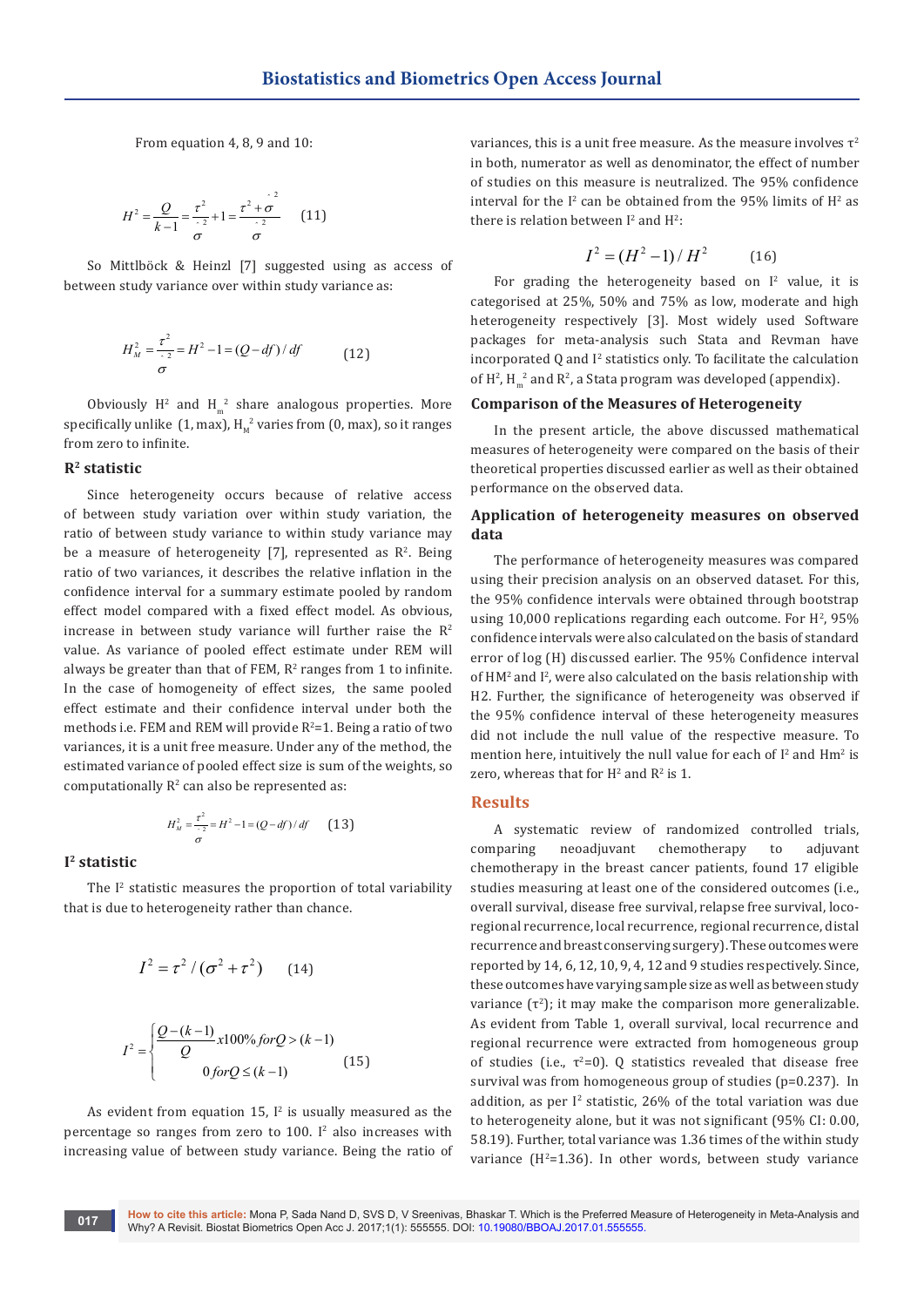From equation 4, 8, 9 and 10:

$$H^2 = \frac{Q}{k-1} = \frac{\tau^2}{\hat{\sigma}^2} + 1 = \frac{\tau^2 + \hat{\sigma}^2}{\hat{\sigma}^2} \qquad (11)$$

So Mittlböck & Heinzl [7] suggested using as access of between study variance over within study variance as:

$$H_M^2 = \frac{\tau^2}{\hat{\sigma}^2} = H^2 - 1 = (Q - df)/df \qquad (12)$$

Obviously $H^2$ and $H_m^2$ share analogous properties. More specifically unlike (1, max), $H_M^2$ varies from (0, max), so it ranges from zero to infinite.

### $R^2$ statistic

Since heterogeneity occurs because of relative access of between study variation over within study variation, the ratio of between study variance to within study variance may be a measure of heterogeneity [7], represented as $R^2$. Being ratio of two variances, it describes the relative inflation in the confidence interval for a summary estimate pooled by random effect model compared with a fixed effect model. As obvious, increase in between study variance will further raise the $R^2$ value. As variance of pooled effect estimate under REM will always be greater than that of FEM, $R^2$ ranges from 1 to infinite. In the case of homogeneity of effect sizes, the same pooled effect estimate and their confidence interval under both the methods i.e. FEM and REM will provide $R^2$=1. Being a ratio of two variances, it is a unit free measure. Under any of the method, the estimated variance of pooled effect size is sum of the weights, so computationally $R^2$ can also be represented as:

$$H_M^2 = \frac{\tau^2}{\hat{\sigma}^2} = H^2 - 1 = (Q - df)/df \qquad (13)$$

### $I^2$ statistic

The $I^2$ statistic measures the proportion of total variability that is due to heterogeneity rather than chance.

$$I^2 = \tau^2 / (\sigma^2 + \tau^2) \qquad (14)$$

$$I^2 = \begin{cases} \dfrac{Q-(k-1)}{Q} x100\% \; for Q > (k-1) \\ 0 \; for Q \le (k-1) \end{cases} \qquad (15)$$

As evident from equation 15, $I^2$ is usually measured as the percentage so ranges from zero to 100. $I^2$ also increases with increasing value of between study variance. Being the ratio of variances, this is a unit free measure. As the measure involves $\tau^2$ in both, numerator as well as denominator, the effect of number of studies on this measure is neutralized. The 95% confidence interval for the $I^2$ can be obtained from the 95% limits of $H^2$ as there is relation between $I^2$ and $H^2$:

$$I^2 = (H^2 - 1)/H^2 \qquad (16)$$

For grading the heterogeneity based on $I^2$ value, it is categorised at 25%, 50% and 75% as low, moderate and high heterogeneity respectively [3]. Most widely used Software packages for meta-analysis such Stata and Revman have incorporated Q and $I^2$ statistics only. To facilitate the calculation of $H^2$, $H_m^2$ and $R^2$, a Stata program was developed (appendix).

### Comparison of the Measures of Heterogeneity

In the present article, the above discussed mathematical measures of heterogeneity were compared on the basis of their theoretical properties discussed earlier as well as their obtained performance on the observed data.

### Application of heterogeneity measures on observed data

The performance of heterogeneity measures was compared using their precision analysis on an observed dataset. For this, the 95% confidence intervals were obtained through bootstrap using 10,000 replications regarding each outcome. For $H^2$, 95% confidence intervals were also calculated on the basis of standard error of log (H) discussed earlier. The 95% Confidence interval of $HM^2$ and $I^2$, were also calculated on the basis relationship with H2. Further, the significance of heterogeneity was observed if the 95% confidence interval of these heterogeneity measures did not include the null value of the respective measure. To mention here, intuitively the null value for each of $I^2$ and $Hm^2$ is zero, whereas that for $H^2$ and $R^2$ is 1.

## Results

A systematic review of randomized controlled trials, comparing neoadjuvant chemotherapy to adjuvant chemotherapy in the breast cancer patients, found 17 eligible studies measuring at least one of the considered outcomes (i.e., overall survival, disease free survival, relapse free survival, loco-regional recurrence, local recurrence, regional recurrence, distal recurrence and breast conserving surgery). These outcomes were reported by 14, 6, 12, 10, 9, 4, 12 and 9 studies respectively. Since, these outcomes have varying sample size as well as between study variance ($\tau^2$); it may make the comparison more generalizable. As evident from Table 1, overall survival, local recurrence and regional recurrence were extracted from homogeneous group of studies (i.e., $\tau^2$=0). Q statistics revealed that disease free survival was from homogeneous group of studies (p=0.237). In addition, as per $I^2$ statistic, 26% of the total variation was due to heterogeneity alone, but it was not significant (95% CI: 0.00, 58.19). Further, total variance was 1.36 times of the within study variance ($H^2$=1.36). In other words, between study variance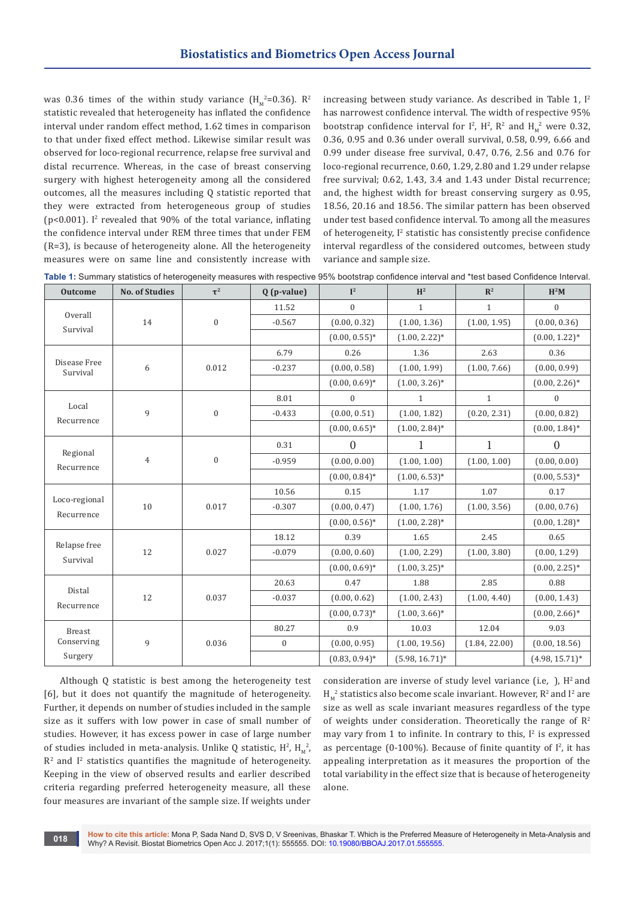was 0.36 times of the within study variance ($H_M^2$=0.36). $R^2$ statistic revealed that heterogeneity has inflated the confidence interval under random effect method, 1.62 times in comparison to that under fixed effect method. Likewise similar result was observed for loco-regional recurrence, relapse free survival and distal recurrence. Whereas, in the case of breast conserving surgery with highest heterogeneity among all the considered outcomes, all the measures including Q statistic reported that they were extracted from heterogeneous group of studies ($p<0.001$). $I^2$ revealed that 90% of the total variance, inflating the confidence interval under REM three times that under FEM (R=3), is because of heterogeneity alone. All the heterogeneity measures were on same line and consistently increase with increasing between study variance. As described in Table 1, $I^2$ has narrowest confidence interval. The width of respective 95% bootstrap confidence interval for $I^2$, $H^2$, $R^2$ and $H_M^2$ were 0.32, 0.36, 0.95 and 0.36 under overall survival, 0.58, 0.99, 6.66 and 0.99 under disease free survival, 0.47, 0.76, 2.56 and 0.76 for loco-regional recurrence, 0.60, 1.29, 2.80 and 1.29 under relapse free survival; 0.62, 1.43, 3.4 and 1.43 under Distal recurrence; and, the highest width for breast conserving surgery as 0.95, 18.56, 20.16 and 18.56. The similar pattern has been observed under test based confidence interval. To among all the measures of heterogeneity, $I^2$ statistic has consistently precise confidence interval regardless of the considered outcomes, between study variance and sample size.

**Table 1:** Summary statistics of heterogeneity measures with respective 95% bootstrap confidence interval and *test based Confidence Interval.

| Outcome | No. of Studies | $\tau^2$ | Q (p-value) | $I^2$ | $H^2$ | $R^2$ | $H^2M$ |
|---|---|---|---|---|---|---|---|
| Overall Survival | 14 | 0 | 11.52 | 0 | 1 | 1 | 0 |
| | | | -0.567 | (0.00, 0.32) | (1.00, 1.36) | (1.00, 1.95) | (0.00, 0.36) |
| | | | | (0.00, 0.55)* | (1.00, 2.22)* | | (0.00, 1.22)* |
| Disease Free Survival | 6 | 0.012 | 6.79 | 0.26 | 1.36 | 2.63 | 0.36 |
| | | | -0.237 | (0.00, 0.58) | (1.00, 1.99) | (1.00, 7.66) | (0.00, 0.99) |
| | | | | (0.00, 0.69)* | (1.00, 3.26)* | | (0.00, 2.26)* |
| Local Recurrence | 9 | 0 | 8.01 | 0 | 1 | 1 | 0 |
| | | | -0.433 | (0.00, 0.51) | (1.00, 1.82) | (0.20, 2.31) | (0.00, 0.82) |
| | | | | (0.00, 0.65)* | (1.00, 2.84)* | | (0.00, 1.84)* |
| Regional Recurrence | 4 | 0 | 0.31 | 0 | 1 | 1 | 0 |
| | | | -0.959 | (0.00, 0.00) | (1.00, 1.00) | (1.00, 1.00) | (0.00, 0.00) |
| | | | | (0.00, 0.84)* | (1.00, 6.53)* | | (0.00, 5.53)* |
| Loco-regional Recurrence | 10 | 0.017 | 10.56 | 0.15 | 1.17 | 1.07 | 0.17 |
| | | | -0.307 | (0.00, 0.47) | (1.00, 1.76) | (1.00, 3.56) | (0.00, 0.76) |
| | | | | (0.00, 0.56)* | (1.00, 2.28)* | | (0.00, 1.28)* |
| Relapse free Survival | 12 | 0.027 | 18.12 | 0.39 | 1.65 | 2.45 | 0.65 |
| | | | -0.079 | (0.00, 0.60) | (1.00, 2.29) | (1.00, 3.80) | (0.00, 1.29) |
| | | | | (0.00, 0.69)* | (1.00, 3.25)* | | (0.00, 2.25)* |
| Distal Recurrence | 12 | 0.037 | 20.63 | 0.47 | 1.88 | 2.85 | 0.88 |
| | | | -0.037 | (0.00, 0.62) | (1.00, 2.43) | (1.00, 4.40) | (0.00, 1.43) |
| | | | | (0.00, 0.73)* | (1.00, 3.66)* | | (0.00, 2.66)* |
| Breast Conserving Surgery | 9 | 0.036 | 80.27 | 0.9 | 10.03 | 12.04 | 9.03 |
| | | | 0 | (0.00, 0.95) | (1.00, 19.56) | (1.84, 22.00) | (0.00, 18.56) |
| | | | | (0.83, 0.94)* | (5.98, 16.71)* | | (4.98, 15.71)* |

Although Q statistic is best among the heterogeneity test [6], but it does not quantify the magnitude of heterogeneity. Further, it depends on number of studies included in the sample size as it suffers with low power in case of small number of studies. However, it has excess power in case of large number of studies included in meta-analysis. Unlike Q statistic, $H^2$, $H_M^2$, $R^2$ and $I^2$ statistics quantifies the magnitude of heterogeneity. Keeping in the view of observed results and earlier described criteria regarding preferred heterogeneity measure, all these four measures are invariant of the sample size. If weights under consideration are inverse of study level variance (i.e, ), $H^2$ and $H_M^2$ statistics also become scale invariant. However, $R^2$ and $I^2$ are size as well as scale invariant measures regardless of the type of weights under consideration. Theoretically the range of $R^2$ may vary from 1 to infinite. In contrary to this, $I^2$ is expressed as percentage (0-100%). Because of finite quantity of $I^2$, it has appealing interpretation as it measures the proportion of the total variability in the effect size that is because of heterogeneity alone.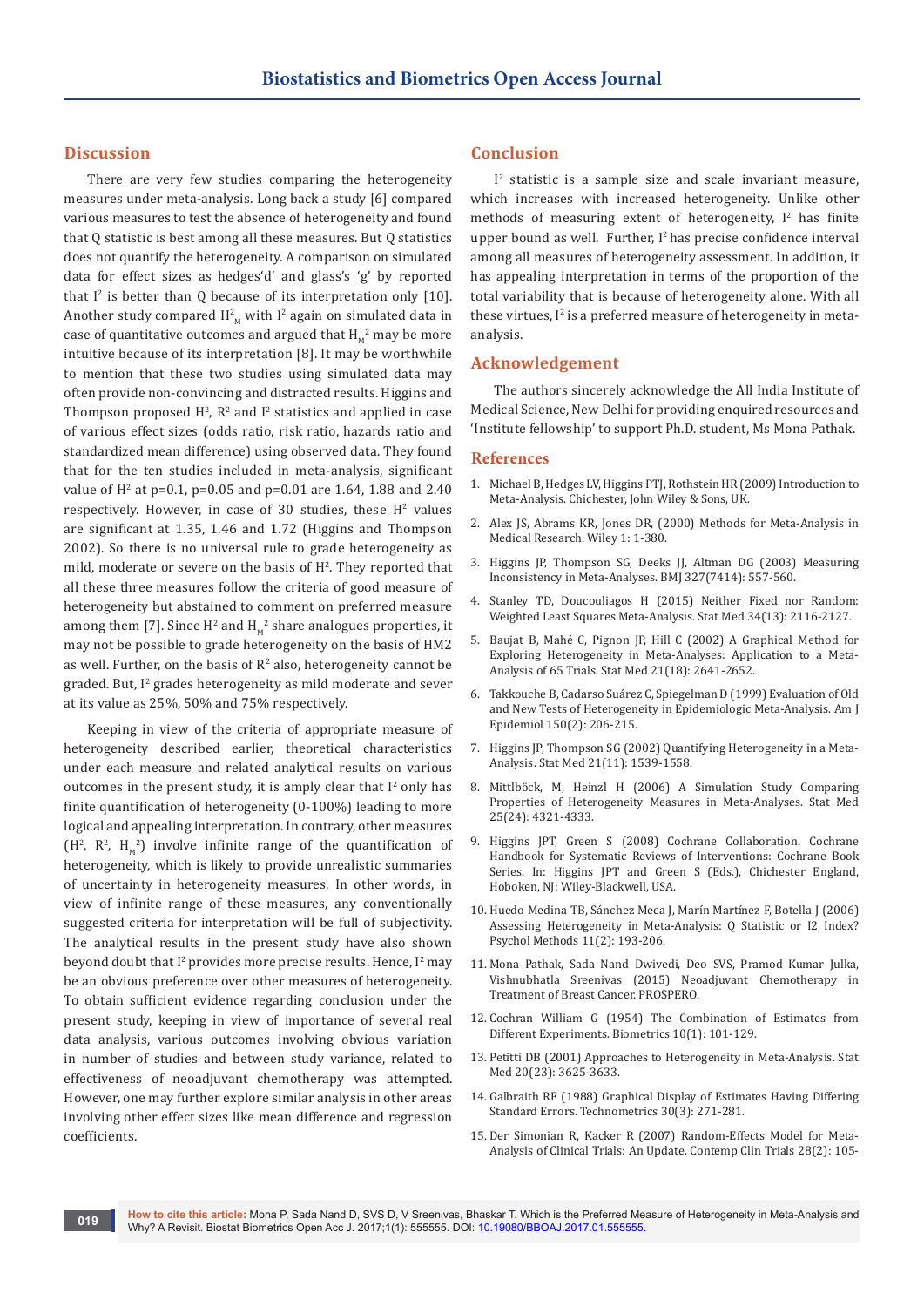## Discussion

There are very few studies comparing the heterogeneity measures under meta-analysis. Long back a study [6] compared various measures to test the absence of heterogeneity and found that Q statistic is best among all these measures. But Q statistics does not quantify the heterogeneity. A comparison on simulated data for effect sizes as hedges'd' and glass's 'g' by reported that $I^2$ is better than Q because of its interpretation only [10]. Another study compared $H^2_M$ with $I^2$ again on simulated data in case of quantitative outcomes and argued that $H_M^2$ may be more intuitive because of its interpretation [8]. It may be worthwhile to mention that these two studies using simulated data may often provide non-convincing and distracted results. Higgins and Thompson proposed $H^2$, $R^2$ and $I^2$ statistics and applied in case of various effect sizes (odds ratio, risk ratio, hazards ratio and standardized mean difference) using observed data. They found that for the ten studies included in meta-analysis, significant value of $H^2$ at p=0.1, p=0.05 and p=0.01 are 1.64, 1.88 and 2.40 respectively. However, in case of 30 studies, these $H^2$ values are significant at 1.35, 1.46 and 1.72 (Higgins and Thompson 2002). So there is no universal rule to grade heterogeneity as mild, moderate or severe on the basis of $H^2$. They reported that all these three measures follow the criteria of good measure of heterogeneity but abstained to comment on preferred measure among them [7]. Since $H^2$ and $H_M^2$ share analogues properties, it may not be possible to grade heterogeneity on the basis of HM2 as well. Further, on the basis of $R^2$ also, heterogeneity cannot be graded. But, $I^2$ grades heterogeneity as mild moderate and sever at its value as 25%, 50% and 75% respectively.

Keeping in view of the criteria of appropriate measure of heterogeneity described earlier, theoretical characteristics under each measure and related analytical results on various outcomes in the present study, it is amply clear that $I^2$ only has finite quantification of heterogeneity (0-100%) leading to more logical and appealing interpretation. In contrary, other measures ($H^2$, $R^2$, $H_M^2$) involve infinite range of the quantification of heterogeneity, which is likely to provide unrealistic summaries of uncertainty in heterogeneity measures. In other words, in view of infinite range of these measures, any conventionally suggested criteria for interpretation will be full of subjectivity. The analytical results in the present study have also shown beyond doubt that $I^2$ provides more precise results. Hence, $I^2$ may be an obvious preference over other measures of heterogeneity. To obtain sufficient evidence regarding conclusion under the present study, keeping in view of importance of several real data analysis, various outcomes involving obvious variation in number of studies and between study variance, related to effectiveness of neoadjuvant chemotherapy was attempted. However, one may further explore similar analysis in other areas involving other effect sizes like mean difference and regression coefficients.

## Conclusion

$I^2$ statistic is a sample size and scale invariant measure, which increases with increased heterogeneity. Unlike other methods of measuring extent of heterogeneity, $I^2$ has finite upper bound as well. Further, $I^2$ has precise confidence interval among all measures of heterogeneity assessment. In addition, it has appealing interpretation in terms of the proportion of the total variability that is because of heterogeneity alone. With all these virtues, $I^2$ is a preferred measure of heterogeneity in meta-analysis.

## Acknowledgement

The authors sincerely acknowledge the All India Institute of Medical Science, New Delhi for providing enquired resources and 'Institute fellowship' to support Ph.D. student, Ms Mona Pathak.

## References

1. Michael B, Hedges LV, Higgins PTJ, Rothstein HR (2009) Introduction to Meta-Analysis. Chichester, John Wiley & Sons, UK.
2. Alex JS, Abrams KR, Jones DR, (2000) Methods for Meta-Analysis in Medical Research. Wiley 1: 1-380.
3. Higgins JP, Thompson SG, Deeks JJ, Altman DG (2003) Measuring Inconsistency in Meta-Analyses. BMJ 327(7414): 557-560.
4. Stanley TD, Doucouliagos H (2015) Neither Fixed nor Random: Weighted Least Squares Meta-Analysis. Stat Med 34(13): 2116-2127.
5. Baujat B, Mahé C, Pignon JP, Hill C (2002) A Graphical Method for Exploring Heterogeneity in Meta-Analyses: Application to a Meta-Analysis of 65 Trials. Stat Med 21(18): 2641-2652.
6. Takkouche B, Cadarso Suárez C, Spiegelman D (1999) Evaluation of Old and New Tests of Heterogeneity in Epidemiologic Meta-Analysis. Am J Epidemiol 150(2): 206-215.
7. Higgins JP, Thompson SG (2002) Quantifying Heterogeneity in a Meta-Analysis. Stat Med 21(11): 1539-1558.
8. Mittlböck, M, Heinzl H (2006) A Simulation Study Comparing Properties of Heterogeneity Measures in Meta-Analyses. Stat Med 25(24): 4321-4333.
9. Higgins JPT, Green S (2008) Cochrane Collaboration. Cochrane Handbook for Systematic Reviews of Interventions: Cochrane Book Series. In: Higgins JPT and Green S (Eds.), Chichester England, Hoboken, NJ: Wiley-Blackwell, USA.
10. Huedo Medina TB, Sánchez Meca J, Marín Martínez F, Botella J (2006) Assessing Heterogeneity in Meta-Analysis: Q Statistic or I2 Index? Psychol Methods 11(2): 193-206.
11. Mona Pathak, Sada Nand Dwivedi, Deo SVS, Pramod Kumar Julka, Vishnubhatla Sreenivas (2015) Neoadjuvant Chemotherapy in Treatment of Breast Cancer. PROSPERO.
12. Cochran William G (1954) The Combination of Estimates from Different Experiments. Biometrics 10(1): 101-129.
13. Petitti DB (2001) Approaches to Heterogeneity in Meta-Analysis. Stat Med 20(23): 3625-3633.
14. Galbraith RF (1988) Graphical Display of Estimates Having Differing Standard Errors. Technometrics 30(3): 271-281.
15. Der Simonian R, Kacker R (2007) Random-Effects Model for Meta-Analysis of Clinical Trials: An Update. Contemp Clin Trials 28(2): 105-

**How to cite this article:** Mona P, Sada Nand D, SVS D, V Sreenivas, Bhaskar T. Which is the Preferred Measure of Heterogeneity in Meta-Analysis and Why? A Revisit. Biostat Biometrics Open Acc J. 2017;1(1): 555555. DOI: 10.19080/BBOAJ.2017.01.555555.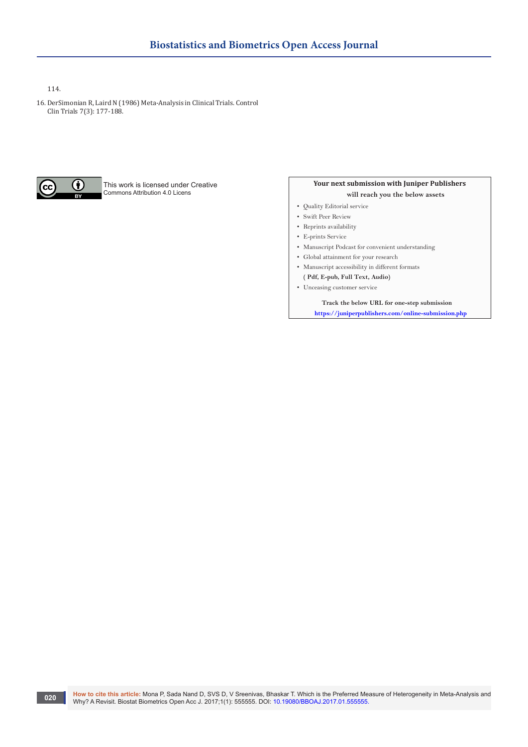114.

16. DerSimonian R, Laird N (1986) Meta-Analysis in Clinical Trials. Control Clin Trials 7(3): 177-188.

This work is licensed under Creative Commons Attribution 4.0 Licens

**Your next submission with Juniper Publishers will reach you the below assets**

- Quality Editorial service
- Swift Peer Review
- Reprints availability
- E-prints Service
- Manuscript Podcast for convenient understanding
- Global attainment for your research
- Manuscript accessibility in different formats

  **( Pdf, E-pub, Full Text, Audio)**
- Unceasing customer service

**Track the below URL for one-step submission**

**https://juniperpublishers.com/online-submission.php**